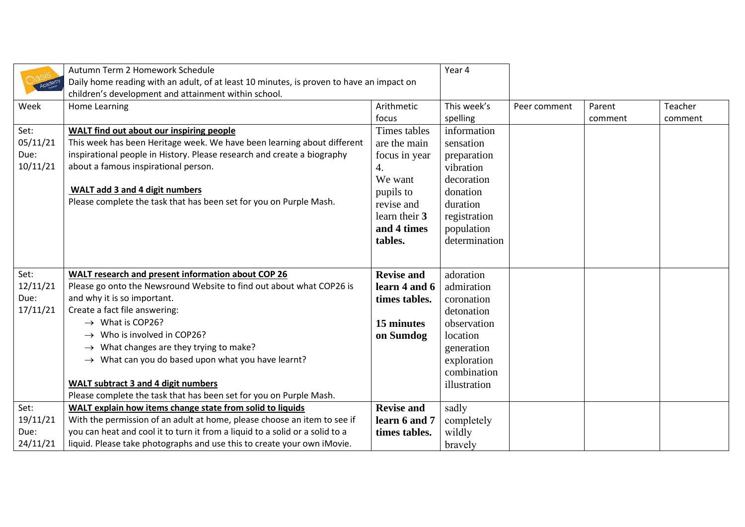| | Autumn Term 2 Homework Schedule<br>Daily home reading with an adult, of at least 10 minutes, is proven to have an impact on children's development and attainment within school. | | Year 4 | | | |
|---|---|---|---|---|---|---|
| Week | Home Learning | Arithmetic focus | This week's spelling | Peer comment | Parent comment | Teacher comment |
| Set: 05/11/21 Due: 10/11/21 | **WALT find out about our inspiring people**<br>This week has been Heritage week. We have been learning about different inspirational people in History. Please research and create a biography about a famous inspirational person.<br><br>**WALT add 3 and 4 digit numbers**<br>Please complete the task that has been set for you on Purple Mash. | Times tables are the main focus in year 4. We want pupils to revise and learn their **3 and 4 times tables.** | information<br>sensation<br>preparation<br>vibration<br>decoration<br>donation<br>duration<br>registration<br>population<br>determination | | | |
| Set: 12/11/21 Due: 17/11/21 | **WALT research and present information about COP 26**<br>Please go onto the Newsround Website to find out about what COP26 is and why it is so important.<br>Create a fact file answering:<br>→ What is COP26?<br>→ Who is involved in COP26?<br>→ What changes are they trying to make?<br>→ What can you do based upon what you have learnt?<br><br>**WALT subtract 3 and 4 digit numbers**<br>Please complete the task that has been set for you on Purple Mash. | **Revise and learn 4 and 6 times tables.**<br><br>**15 minutes on Sumdog** | adoration<br>admiration<br>coronation<br>detonation<br>observation<br>location<br>generation<br>exploration<br>combination<br>illustration | | | |
| Set: 19/11/21 Due: 24/11/21 | **WALT explain how items change state from solid to liquids**<br>With the permission of an adult at home, please choose an item to see if you can heat and cool it to turn it from a liquid to a solid or a solid to a liquid. Please take photographs and use this to create your own iMovie. | **Revise and learn 6 and 7 times tables.** | sadly<br>completely<br>wildly<br>bravely | | | |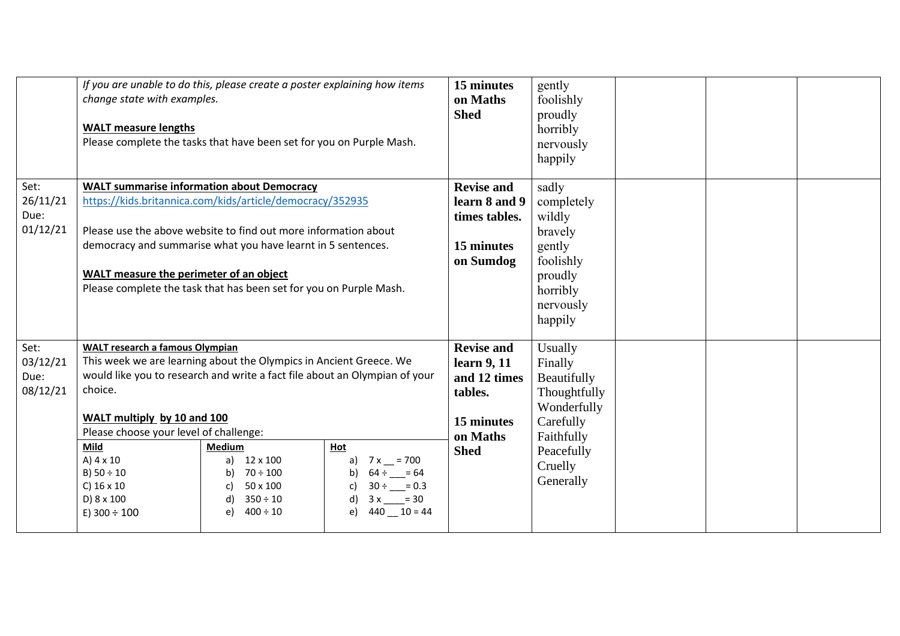| | | | | | | |
|---|---|---|---|---|---|---|
| | *If you are unable to do this, please create a poster explaining how items change state with examples.*<br><br>**WALT measure lengths**<br>Please complete the tasks that have been set for you on Purple Mash. | **15 minutes on Maths Shed** | gently<br>foolishly<br>proudly<br>horribly<br>nervously<br>happily | | | |
| Set: 26/11/21<br>Due: 01/12/21 | **WALT summarise information about Democracy**<br>https://kids.britannica.com/kids/article/democracy/352935<br><br>Please use the above website to find out more information about democracy and summarise what you have learnt in 5 sentences.<br><br>**WALT measure the perimeter of an object**<br>Please complete the task that has been set for you on Purple Mash. | **Revise and learn 8 and 9 times tables.**<br><br>**15 minutes on Sumdog** | sadly<br>completely<br>wildly<br>bravely<br>gently<br>foolishly<br>proudly<br>horribly<br>nervously<br>happily | | | |
| Set: 03/12/21<br>Due: 08/12/21 | **WALT research a famous Olympian**<br>This week we are learning about the Olympics in Ancient Greece. We would like you to research and write a fact file about an Olympian of your choice.<br><br>**WALT multiply by 10 and 100**<br>Please choose your level of challenge:<br><br>**Mild**<br>A) 4 x 10<br>B) 50 ÷ 10<br>C) 16 x 10<br>D) 8 x 100<br>E) 300 ÷ 100<br><br>**Medium**<br>a) 12 x 100<br>b) 70 ÷ 100<br>c) 50 x 100<br>d) 350 ÷ 10<br>e) 400 ÷ 10<br><br>**Hot**<br>a) 7 x __ = 700<br>b) 64 ÷ ___ = 64<br>c) 30 ÷ ___ = 0.3<br>d) 3 x ____ = 30<br>e) 440 __ 10 = 44 | **Revise and learn 9, 11 and 12 times tables.**<br><br>**15 minutes on Maths Shed** | Usually<br>Finally<br>Beautifully<br>Thoughtfully<br>Wonderfully<br>Carefully<br>Faithfully<br>Peacefully<br>Cruelly<br>Generally | | | |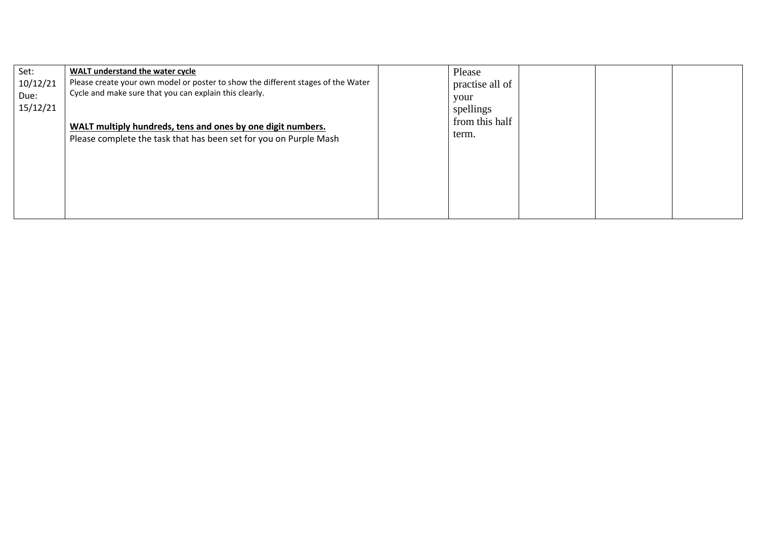| | | | | | | |
|---|---|---|---|---|---|---|
| Set: 10/12/21 Due: 15/12/21 | **WALT understand the water cycle**<br>Please create your own model or poster to show the different stages of the Water Cycle and make sure that you can explain this clearly.<br><br>**WALT multiply hundreds, tens and ones by one digit numbers.**<br>Please complete the task that has been set for you on Purple Mash | | Please practise all of your spellings from this half term. | | | |